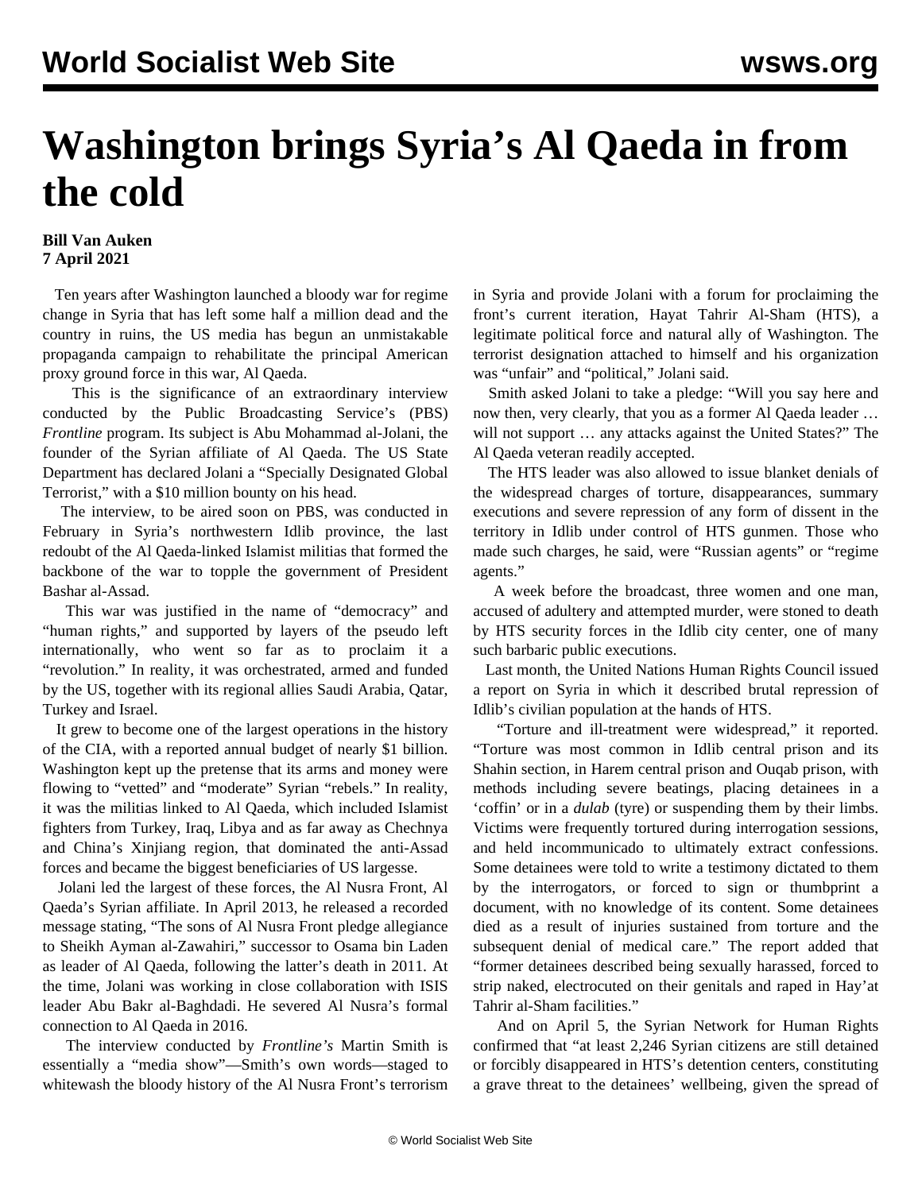# Washington brings Syria's Al Qaeda in from the cold

**Bill Van Auken**
**7 April 2021**

Ten years after Washington launched a bloody war for regime change in Syria that has left some half a million dead and the country in ruins, the US media has begun an unmistakable propaganda campaign to rehabilitate the principal American proxy ground force in this war, Al Qaeda.

This is the significance of an extraordinary interview conducted by the Public Broadcasting Service's (PBS) *Frontline* program. Its subject is Abu Mohammad al-Jolani, the founder of the Syrian affiliate of Al Qaeda. The US State Department has declared Jolani a "Specially Designated Global Terrorist," with a $10 million bounty on his head.

The interview, to be aired soon on PBS, was conducted in February in Syria's northwestern Idlib province, the last redoubt of the Al Qaeda-linked Islamist militias that formed the backbone of the war to topple the government of President Bashar al-Assad.

This war was justified in the name of "democracy" and "human rights," and supported by layers of the pseudo left internationally, who went so far as to proclaim it a "revolution." In reality, it was orchestrated, armed and funded by the US, together with its regional allies Saudi Arabia, Qatar, Turkey and Israel.

It grew to become one of the largest operations in the history of the CIA, with a reported annual budget of nearly $1 billion. Washington kept up the pretense that its arms and money were flowing to "vetted" and "moderate" Syrian "rebels." In reality, it was the militias linked to Al Qaeda, which included Islamist fighters from Turkey, Iraq, Libya and as far away as Chechnya and China's Xinjiang region, that dominated the anti-Assad forces and became the biggest beneficiaries of US largesse.

Jolani led the largest of these forces, the Al Nusra Front, Al Qaeda's Syrian affiliate. In April 2013, he released a recorded message stating, "The sons of Al Nusra Front pledge allegiance to Sheikh Ayman al-Zawahiri," successor to Osama bin Laden as leader of Al Qaeda, following the latter's death in 2011. At the time, Jolani was working in close collaboration with ISIS leader Abu Bakr al-Baghdadi. He severed Al Nusra's formal connection to Al Qaeda in 2016.

The interview conducted by *Frontline's* Martin Smith is essentially a "media show"—Smith's own words—staged to whitewash the bloody history of the Al Nusra Front's terrorism in Syria and provide Jolani with a forum for proclaiming the front's current iteration, Hayat Tahrir Al-Sham (HTS), a legitimate political force and natural ally of Washington. The terrorist designation attached to himself and his organization was "unfair" and "political," Jolani said.

Smith asked Jolani to take a pledge: "Will you say here and now then, very clearly, that you as a former Al Qaeda leader … will not support … any attacks against the United States?" The Al Qaeda veteran readily accepted.

The HTS leader was also allowed to issue blanket denials of the widespread charges of torture, disappearances, summary executions and severe repression of any form of dissent in the territory in Idlib under control of HTS gunmen. Those who made such charges, he said, were "Russian agents" or "regime agents."

A week before the broadcast, three women and one man, accused of adultery and attempted murder, were stoned to death by HTS security forces in the Idlib city center, one of many such barbaric public executions.

Last month, the United Nations Human Rights Council issued a report on Syria in which it described brutal repression of Idlib's civilian population at the hands of HTS.

"Torture and ill-treatment were widespread," it reported. "Torture was most common in Idlib central prison and its Shahin section, in Harem central prison and Ouqab prison, with methods including severe beatings, placing detainees in a 'coffin' or in a *dulab* (tyre) or suspending them by their limbs. Victims were frequently tortured during interrogation sessions, and held incommunicado to ultimately extract confessions. Some detainees were told to write a testimony dictated to them by the interrogators, or forced to sign or thumbprint a document, with no knowledge of its content. Some detainees died as a result of injuries sustained from torture and the subsequent denial of medical care." The report added that "former detainees described being sexually harassed, forced to strip naked, electrocuted on their genitals and raped in Hay'at Tahrir al-Sham facilities."

And on April 5, the Syrian Network for Human Rights confirmed that "at least 2,246 Syrian citizens are still detained or forcibly disappeared in HTS's detention centers, constituting a grave threat to the detainees' wellbeing, given the spread of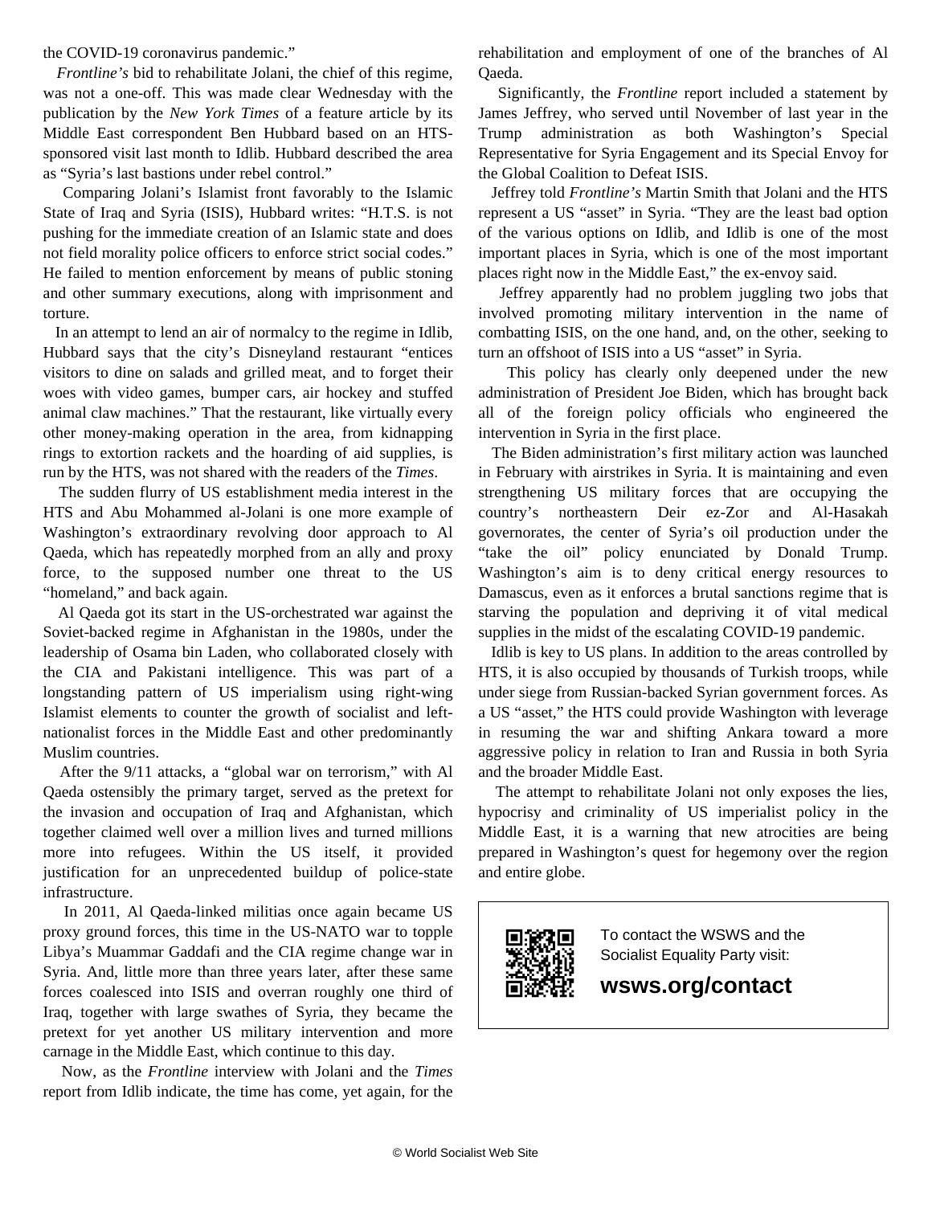the COVID-19 coronavirus pandemic."

*Frontline's* bid to rehabilitate Jolani, the chief of this regime, was not a one-off. This was made clear Wednesday with the publication by the *New York Times* of a feature article by its Middle East correspondent Ben Hubbard based on an HTS-sponsored visit last month to Idlib. Hubbard described the area as "Syria's last bastions under rebel control."

Comparing Jolani's Islamist front favorably to the Islamic State of Iraq and Syria (ISIS), Hubbard writes: "H.T.S. is not pushing for the immediate creation of an Islamic state and does not field morality police officers to enforce strict social codes." He failed to mention enforcement by means of public stoning and other summary executions, along with imprisonment and torture.

In an attempt to lend an air of normalcy to the regime in Idlib, Hubbard says that the city's Disneyland restaurant "entices visitors to dine on salads and grilled meat, and to forget their woes with video games, bumper cars, air hockey and stuffed animal claw machines." That the restaurant, like virtually every other money-making operation in the area, from kidnapping rings to extortion rackets and the hoarding of aid supplies, is run by the HTS, was not shared with the readers of the *Times*.

The sudden flurry of US establishment media interest in the HTS and Abu Mohammed al-Jolani is one more example of Washington's extraordinary revolving door approach to Al Qaeda, which has repeatedly morphed from an ally and proxy force, to the supposed number one threat to the US "homeland," and back again.

Al Qaeda got its start in the US-orchestrated war against the Soviet-backed regime in Afghanistan in the 1980s, under the leadership of Osama bin Laden, who collaborated closely with the CIA and Pakistani intelligence. This was part of a longstanding pattern of US imperialism using right-wing Islamist elements to counter the growth of socialist and left-nationalist forces in the Middle East and other predominantly Muslim countries.

After the 9/11 attacks, a "global war on terrorism," with Al Qaeda ostensibly the primary target, served as the pretext for the invasion and occupation of Iraq and Afghanistan, which together claimed well over a million lives and turned millions more into refugees. Within the US itself, it provided justification for an unprecedented buildup of police-state infrastructure.

In 2011, Al Qaeda-linked militias once again became US proxy ground forces, this time in the US-NATO war to topple Libya's Muammar Gaddafi and the CIA regime change war in Syria. And, little more than three years later, after these same forces coalesced into ISIS and overran roughly one third of Iraq, together with large swathes of Syria, they became the pretext for yet another US military intervention and more carnage in the Middle East, which continue to this day.

Now, as the *Frontline* interview with Jolani and the *Times* report from Idlib indicate, the time has come, yet again, for the rehabilitation and employment of one of the branches of Al Qaeda.

Significantly, the *Frontline* report included a statement by James Jeffrey, who served until November of last year in the Trump administration as both Washington's Special Representative for Syria Engagement and its Special Envoy for the Global Coalition to Defeat ISIS.

Jeffrey told *Frontline's* Martin Smith that Jolani and the HTS represent a US "asset" in Syria. "They are the least bad option of the various options on Idlib, and Idlib is one of the most important places in Syria, which is one of the most important places right now in the Middle East," the ex-envoy said.

Jeffrey apparently had no problem juggling two jobs that involved promoting military intervention in the name of combatting ISIS, on the one hand, and, on the other, seeking to turn an offshoot of ISIS into a US "asset" in Syria.

This policy has clearly only deepened under the new administration of President Joe Biden, which has brought back all of the foreign policy officials who engineered the intervention in Syria in the first place.

The Biden administration's first military action was launched in February with airstrikes in Syria. It is maintaining and even strengthening US military forces that are occupying the country's northeastern Deir ez-Zor and Al-Hasakah governorates, the center of Syria's oil production under the "take the oil" policy enunciated by Donald Trump. Washington's aim is to deny critical energy resources to Damascus, even as it enforces a brutal sanctions regime that is starving the population and depriving it of vital medical supplies in the midst of the escalating COVID-19 pandemic.

Idlib is key to US plans. In addition to the areas controlled by HTS, it is also occupied by thousands of Turkish troops, while under siege from Russian-backed Syrian government forces. As a US "asset," the HTS could provide Washington with leverage in resuming the war and shifting Ankara toward a more aggressive policy in relation to Iran and Russia in both Syria and the broader Middle East.

The attempt to rehabilitate Jolani not only exposes the lies, hypocrisy and criminality of US imperialist policy in the Middle East, it is a warning that new atrocities are being prepared in Washington's quest for hegemony over the region and entire globe.

To contact the WSWS and the Socialist Equality Party visit:

**wsws.org/contact**